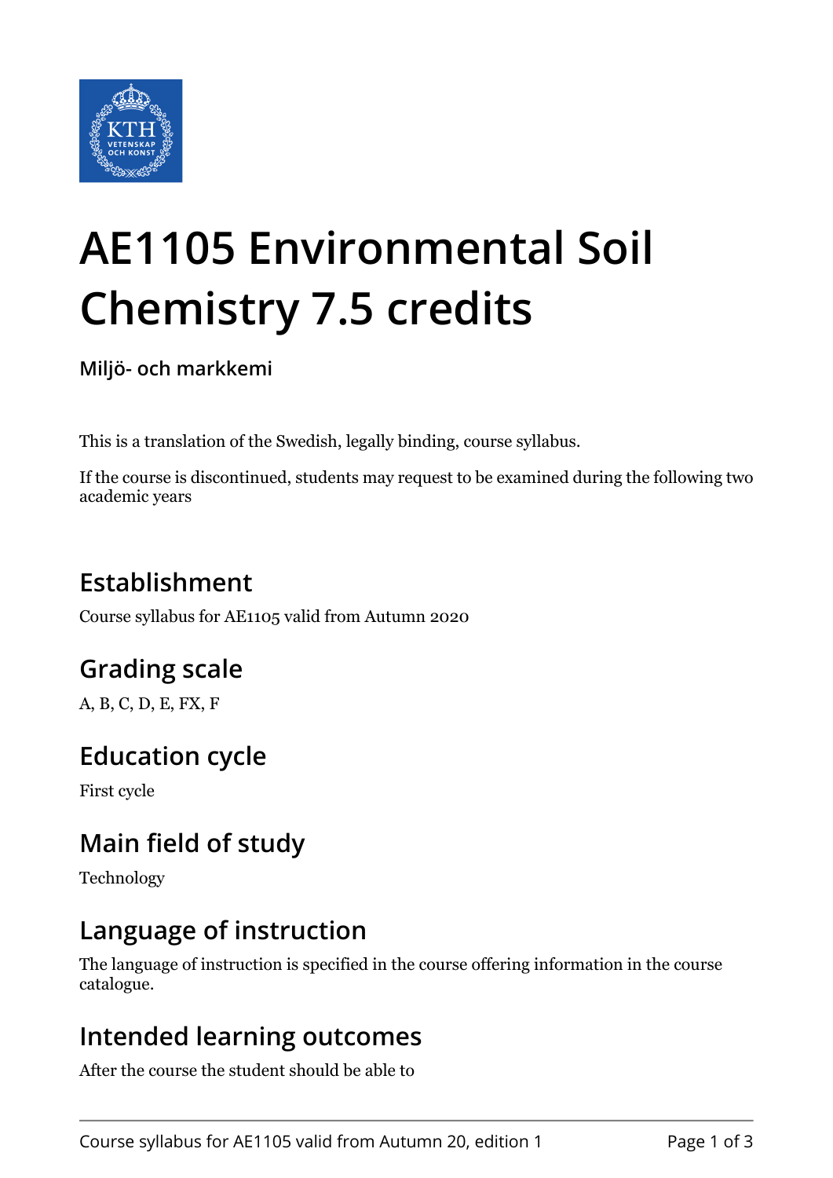# AE1105 Environmental Soil Chemistry 7.5 credits

**Miljö- och markkemi**

This is a translation of the Swedish, legally binding, course syllabus.

If the course is discontinued, students may request to be examined during the following two academic years

## Establishment

Course syllabus for AE1105 valid from Autumn 2020

## Grading scale

A, B, C, D, E, FX, F

## Education cycle

First cycle

## Main field of study

Technology

## Language of instruction

The language of instruction is specified in the course offering information in the course catalogue.

## Intended learning outcomes

After the course the student should be able to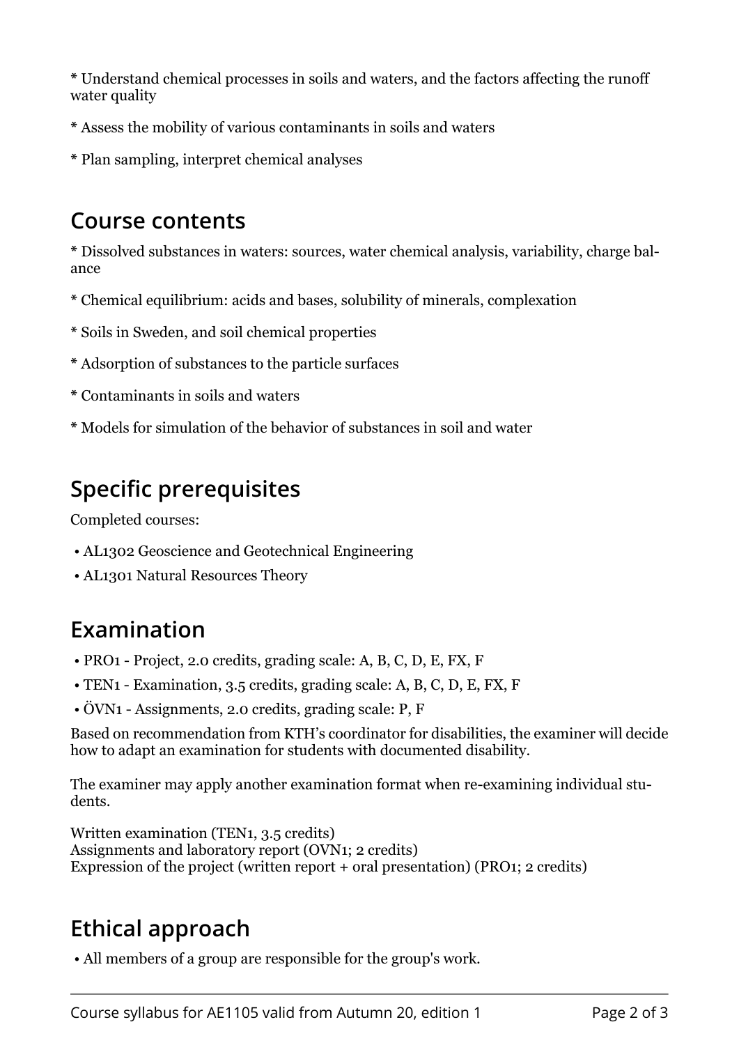* Understand chemical processes in soils and waters, and the factors affecting the runoff water quality

* Assess the mobility of various contaminants in soils and waters

* Plan sampling, interpret chemical analyses

## Course contents

* Dissolved substances in waters: sources, water chemical analysis, variability, charge balance

* Chemical equilibrium: acids and bases, solubility of minerals, complexation

* Soils in Sweden, and soil chemical properties

* Adsorption of substances to the particle surfaces

* Contaminants in soils and waters

* Models for simulation of the behavior of substances in soil and water

## Specific prerequisites

Completed courses:

- AL1302 Geoscience and Geotechnical Engineering
- AL1301 Natural Resources Theory

## Examination

- PRO1 - Project, 2.0 credits, grading scale: A, B, C, D, E, FX, F
- TEN1 - Examination, 3.5 credits, grading scale: A, B, C, D, E, FX, F
- ÖVN1 - Assignments, 2.0 credits, grading scale: P, F

Based on recommendation from KTH's coordinator for disabilities, the examiner will decide how to adapt an examination for students with documented disability.

The examiner may apply another examination format when re-examining individual students.

Written examination (TEN1, 3.5 credits)
Assignments and laboratory report (OVN1; 2 credits)
Expression of the project (written report + oral presentation) (PRO1; 2 credits)

## Ethical approach

- All members of a group are responsible for the group's work.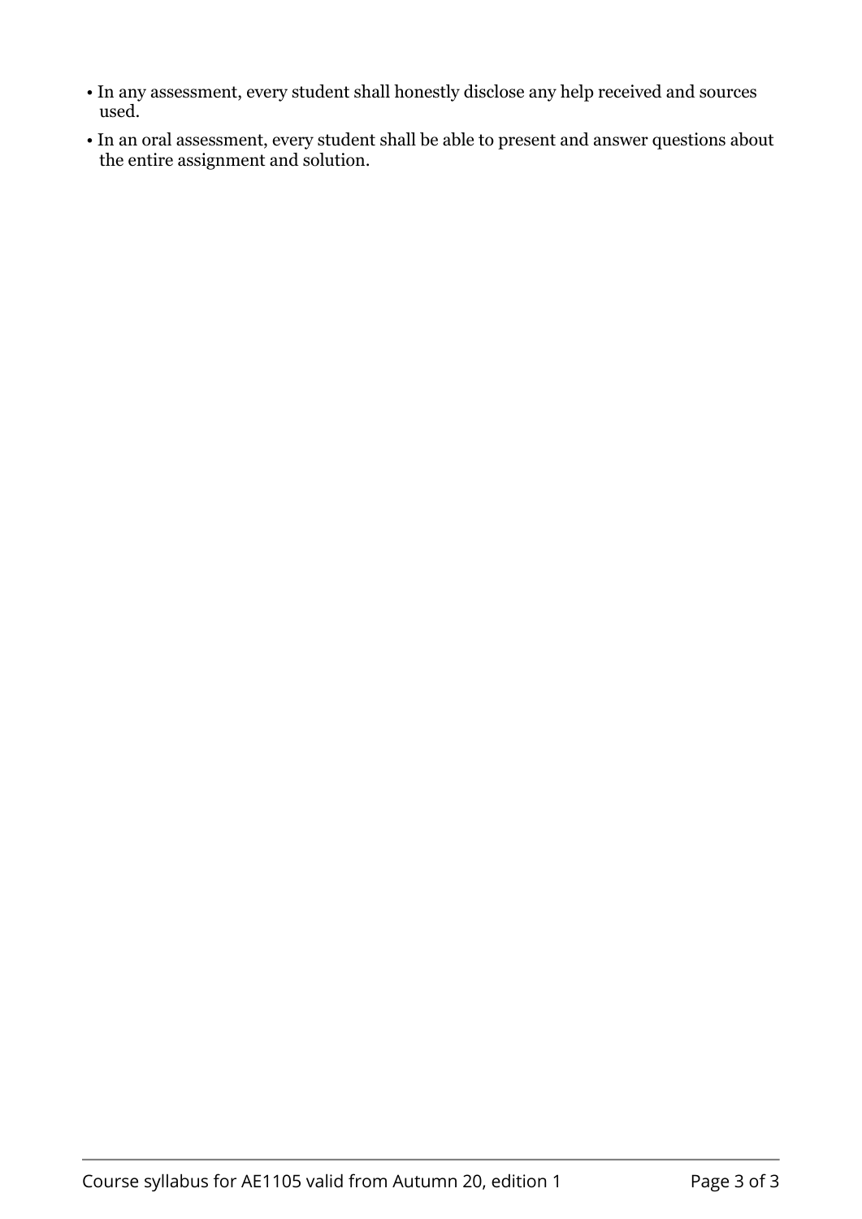- In any assessment, every student shall honestly disclose any help received and sources used.
- In an oral assessment, every student shall be able to present and answer questions about the entire assignment and solution.